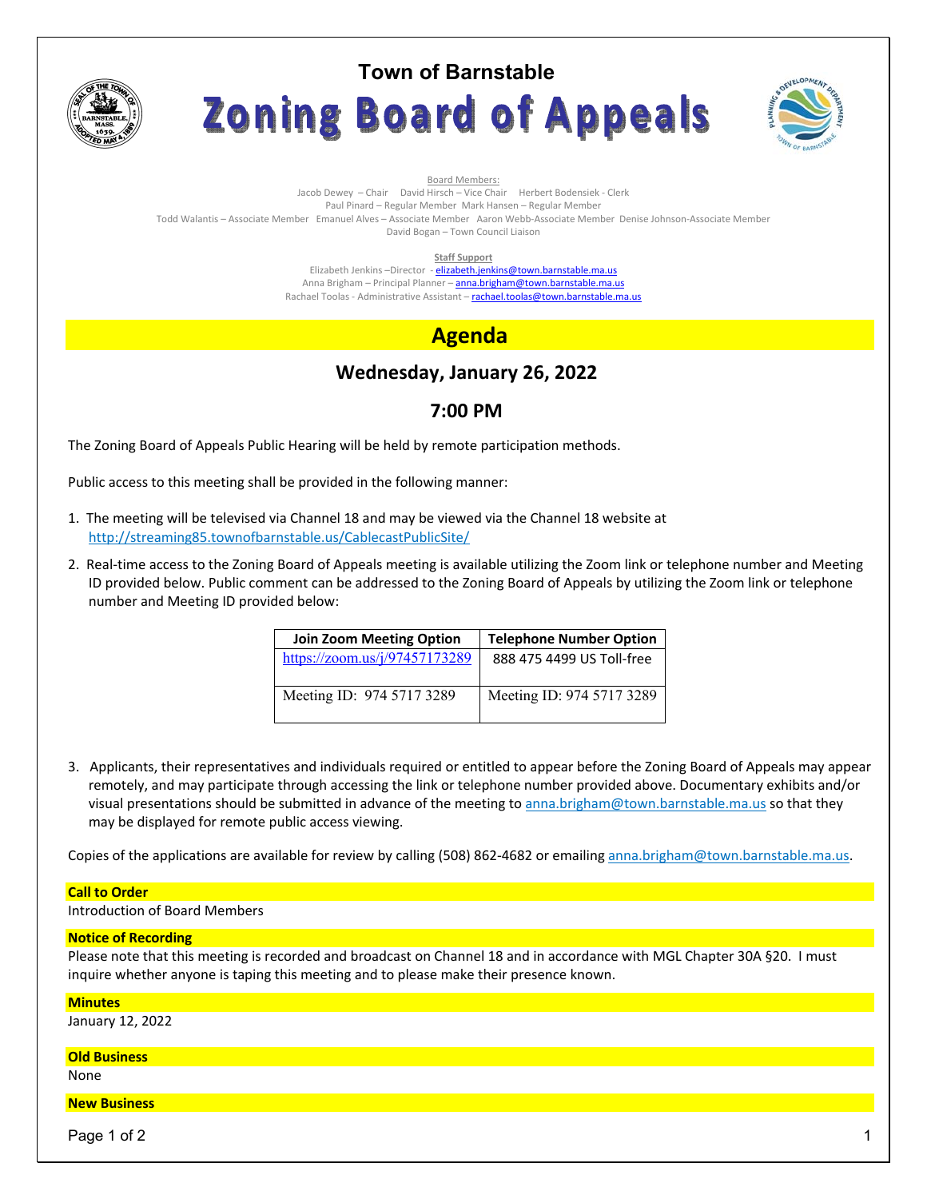# Town of Barnstable

# Zoning Board of Appeals

Board Members:

Jacob Dewey – Chair David Hirsch – Vice Chair Herbert Bodensiek - Clerk
Paul Pinard – Regular Member Mark Hansen – Regular Member
Todd Walantis – Associate Member Emanuel Alves – Associate Member Aaron Webb-Associate Member Denise Johnson-Associate Member
David Bogan – Town Council Liaison

**Staff Support**

Elizabeth Jenkins –Director - elizabeth.jenkins@town.barnstable.ma.us
Anna Brigham – Principal Planner – anna.brigham@town.barnstable.ma.us
Rachael Toolas - Administrative Assistant – rachael.toolas@town.barnstable.ma.us

## Agenda

### Wednesday, January 26, 2022

### 7:00 PM

The Zoning Board of Appeals Public Hearing will be held by remote participation methods.

Public access to this meeting shall be provided in the following manner:

1. The meeting will be televised via Channel 18 and may be viewed via the Channel 18 website at http://streaming85.townofbarnstable.us/CablecastPublicSite/
2. Real-time access to the Zoning Board of Appeals meeting is available utilizing the Zoom link or telephone number and Meeting ID provided below. Public comment can be addressed to the Zoning Board of Appeals by utilizing the Zoom link or telephone number and Meeting ID provided below:

| Join Zoom Meeting Option | Telephone Number Option |
|---|---|
| https://zoom.us/j/97457173289 | 888 475 4499 US Toll-free |
| Meeting ID: 974 5717 3289 | Meeting ID: 974 5717 3289 |

3. Applicants, their representatives and individuals required or entitled to appear before the Zoning Board of Appeals may appear remotely, and may participate through accessing the link or telephone number provided above. Documentary exhibits and/or visual presentations should be submitted in advance of the meeting to anna.brigham@town.barnstable.ma.us so that they may be displayed for remote public access viewing.

Copies of the applications are available for review by calling (508) 862-4682 or emailing anna.brigham@town.barnstable.ma.us.

**Call to Order**

Introduction of Board Members

**Notice of Recording**

Please note that this meeting is recorded and broadcast on Channel 18 and in accordance with MGL Chapter 30A §20. I must inquire whether anyone is taping this meeting and to please make their presence known.

**Minutes**

January 12, 2022

**Old Business**

None

**New Business**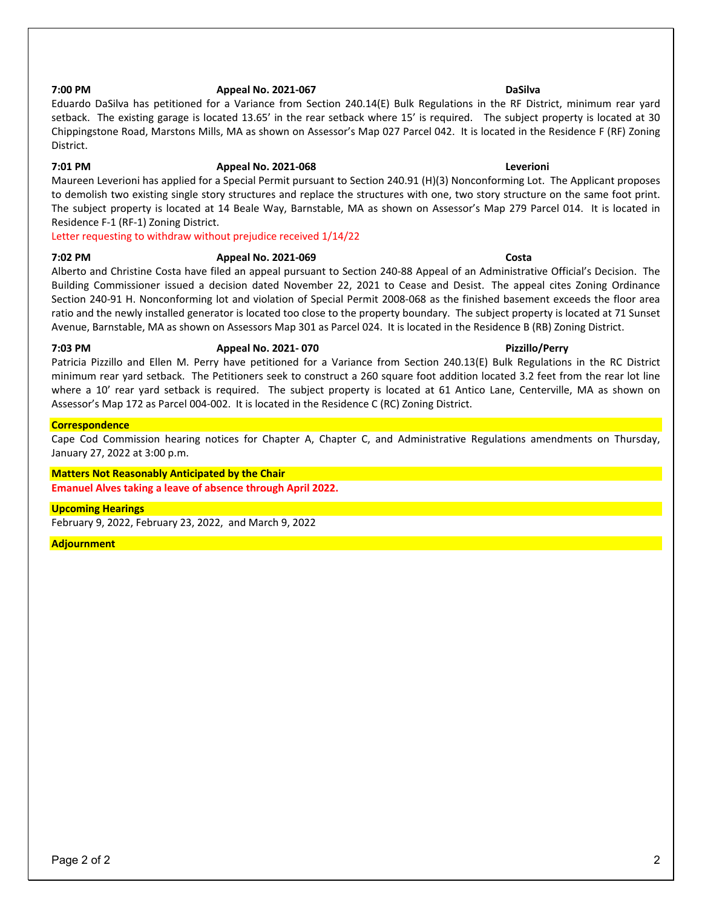**7:00 PM** **Appeal No. 2021-067** **DaSilva**

Eduardo DaSilva has petitioned for a Variance from Section 240.14(E) Bulk Regulations in the RF District, minimum rear yard setback. The existing garage is located 13.65' in the rear setback where 15' is required. The subject property is located at 30 Chippingstone Road, Marstons Mills, MA as shown on Assessor's Map 027 Parcel 042. It is located in the Residence F (RF) Zoning District.

**7:01 PM** **Appeal No. 2021-068** **Leverioni**

Maureen Leverioni has applied for a Special Permit pursuant to Section 240.91 (H)(3) Nonconforming Lot. The Applicant proposes to demolish two existing single story structures and replace the structures with one, two story structure on the same foot print. The subject property is located at 14 Beale Way, Barnstable, MA as shown on Assessor's Map 279 Parcel 014. It is located in Residence F-1 (RF-1) Zoning District.

Letter requesting to withdraw without prejudice received 1/14/22

**7:02 PM** **Appeal No. 2021-069** **Costa**

Alberto and Christine Costa have filed an appeal pursuant to Section 240-88 Appeal of an Administrative Official's Decision. The Building Commissioner issued a decision dated November 22, 2021 to Cease and Desist. The appeal cites Zoning Ordinance Section 240-91 H. Nonconforming lot and violation of Special Permit 2008-068 as the finished basement exceeds the floor area ratio and the newly installed generator is located too close to the property boundary. The subject property is located at 71 Sunset Avenue, Barnstable, MA as shown on Assessors Map 301 as Parcel 024. It is located in the Residence B (RB) Zoning District.

**7:03 PM** **Appeal No. 2021- 070** **Pizzillo/Perry**

Patricia Pizzillo and Ellen M. Perry have petitioned for a Variance from Section 240.13(E) Bulk Regulations in the RC District minimum rear yard setback. The Petitioners seek to construct a 260 square foot addition located 3.2 feet from the rear lot line where a 10' rear yard setback is required. The subject property is located at 61 Antico Lane, Centerville, MA as shown on Assessor's Map 172 as Parcel 004-002. It is located in the Residence C (RC) Zoning District.

**Correspondence**

Cape Cod Commission hearing notices for Chapter A, Chapter C, and Administrative Regulations amendments on Thursday, January 27, 2022 at 3:00 p.m.

**Matters Not Reasonably Anticipated by the Chair**

**Emanuel Alves taking a leave of absence through April 2022.**

**Upcoming Hearings**

February 9, 2022, February 23, 2022, and March 9, 2022

**Adjournment**